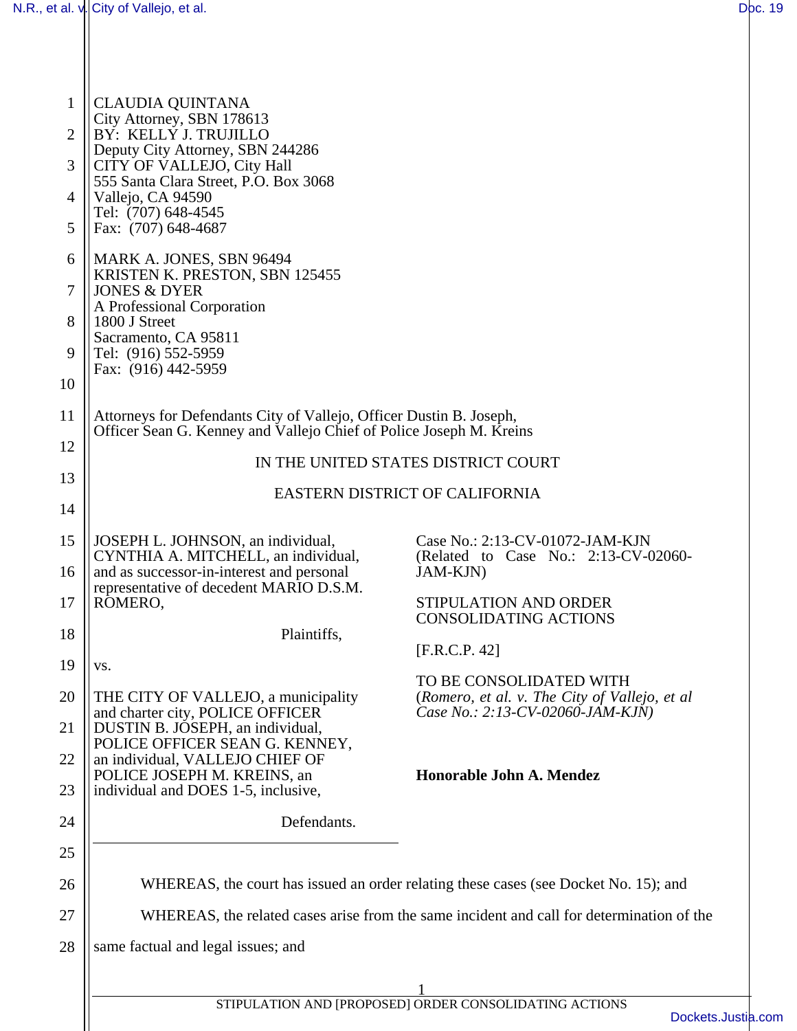CLAUDIA QUINTANA
City Attorney, SBN 178613
BY: KELLY J. TRUJILLO
Deputy City Attorney, SBN 244286
CITY OF VALLEJO, City Hall
555 Santa Clara Street, P.O. Box 3068
Vallejo, CA 94590
Tel: (707) 648-4545
Fax: (707) 648-4687

MARK A. JONES, SBN 96494
KRISTEN K. PRESTON, SBN 125455
JONES & DYER
A Professional Corporation
1800 J Street
Sacramento, CA 95811
Tel: (916) 552-5959
Fax: (916) 442-5959

Attorneys for Defendants City of Vallejo, Officer Dustin B. Joseph, Officer Sean G. Kenney and Vallejo Chief of Police Joseph M. Kreins

IN THE UNITED STATES DISTRICT COURT

EASTERN DISTRICT OF CALIFORNIA

JOSEPH L. JOHNSON, an individual, CYNTHIA A. MITCHELL, an individual, and as successor-in-interest and personal representative of decedent MARIO D.S.M. ROMERO,

Plaintiffs,

vs.

THE CITY OF VALLEJO, a municipality and charter city, POLICE OFFICER DUSTIN B. JOSEPH, an individual, POLICE OFFICER SEAN G. KENNEY, an individual, VALLEJO CHIEF OF POLICE JOSEPH M. KREINS, an individual and DOES 1-5, inclusive,

Defendants.

Case No.: 2:13-CV-01072-JAM-KJN
(Related to Case No.: 2:13-CV-02060-JAM-KJN)

STIPULATION AND ORDER CONSOLIDATING ACTIONS

[F.R.C.P. 42]

TO BE CONSOLIDATED WITH
(*Romero, et al. v. The City of Vallejo, et al Case No.: 2:13-CV-02060-JAM-KJN)*

**Honorable John A. Mendez**

WHEREAS, the court has issued an order relating these cases (see Docket No. 15); and

WHEREAS, the related cases arise from the same incident and call for determination of the same factual and legal issues; and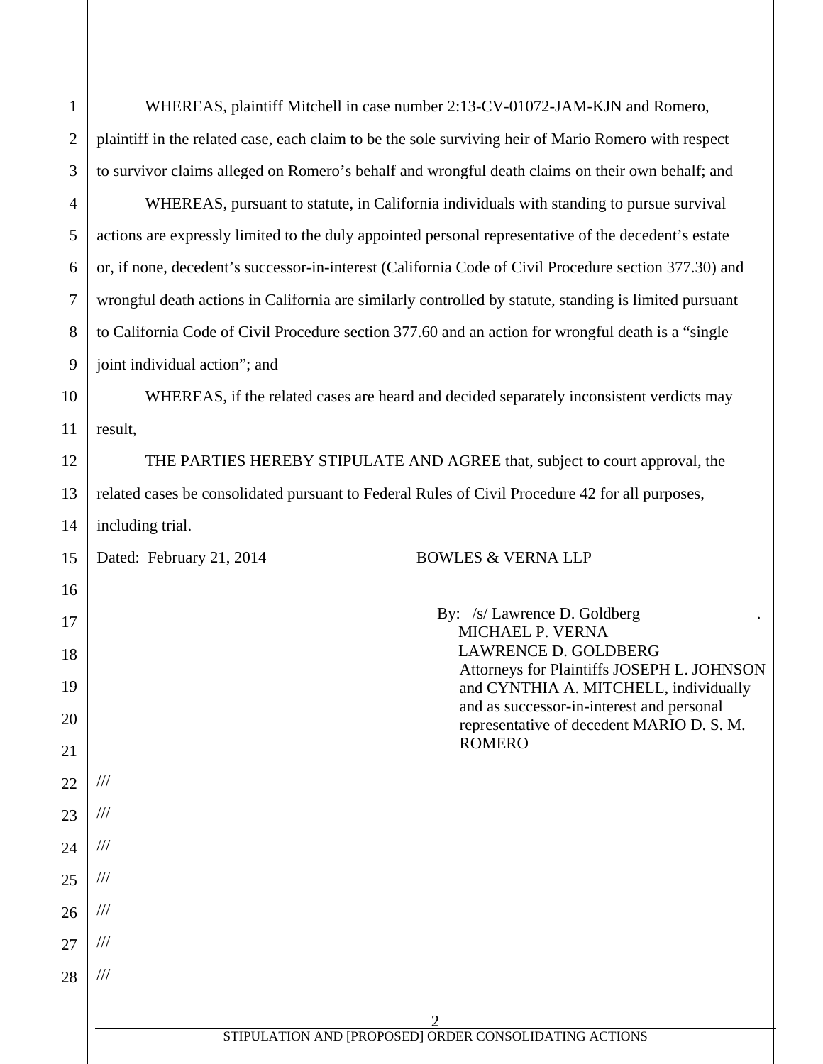WHEREAS, plaintiff Mitchell in case number 2:13-CV-01072-JAM-KJN and Romero, plaintiff in the related case, each claim to be the sole surviving heir of Mario Romero with respect to survivor claims alleged on Romero's behalf and wrongful death claims on their own behalf; and

WHEREAS, pursuant to statute, in California individuals with standing to pursue survival actions are expressly limited to the duly appointed personal representative of the decedent's estate or, if none, decedent's successor-in-interest (California Code of Civil Procedure section 377.30) and wrongful death actions in California are similarly controlled by statute, standing is limited pursuant to California Code of Civil Procedure section 377.60 and an action for wrongful death is a "single joint individual action"; and

WHEREAS, if the related cases are heard and decided separately inconsistent verdicts may result,

THE PARTIES HEREBY STIPULATE AND AGREE that, subject to court approval, the related cases be consolidated pursuant to Federal Rules of Civil Procedure 42 for all purposes, including trial.

Dated: February 21, 2014

BOWLES & VERNA LLP

By: /s/ Lawrence D. Goldberg
MICHAEL P. VERNA
LAWRENCE D. GOLDBERG
Attorneys for Plaintiffs JOSEPH L. JOHNSON and CYNTHIA A. MITCHELL, individually and as successor-in-interest and personal representative of decedent MARIO D. S. M. ROMERO

///

///

///

///

///

///

///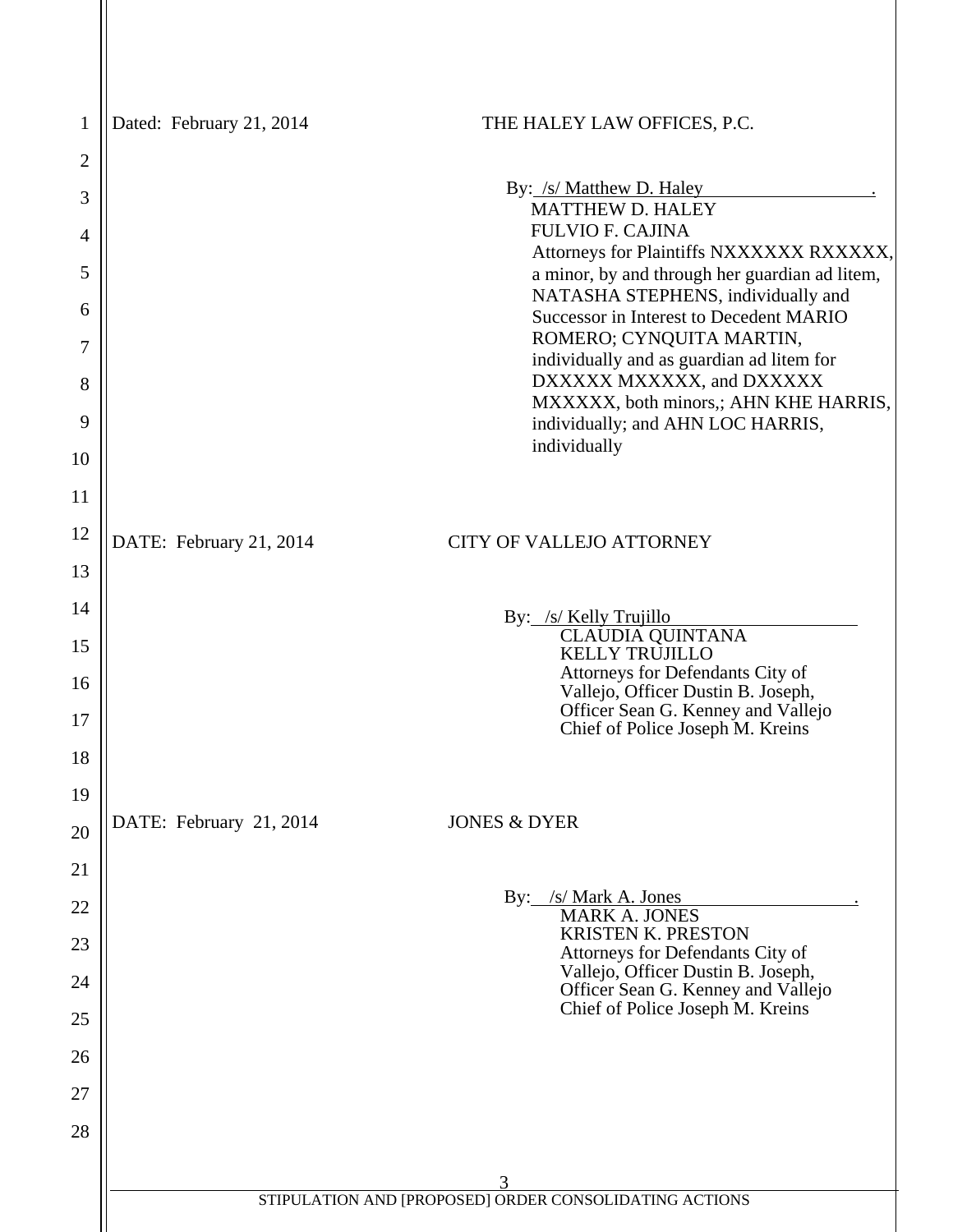Dated: February 21, 2014

THE HALEY LAW OFFICES, P.C.

By: /s/ Matthew D. Haley .
MATTHEW D. HALEY
FULVIO F. CAJINA
Attorneys for Plaintiffs NXXXXXX RXXXXX, a minor, by and through her guardian ad litem, NATASHA STEPHENS, individually and Successor in Interest to Decedent MARIO ROMERO; CYNQUITA MARTIN, individually and as guardian ad litem for DXXXXX MXXXXX, and DXXXXX MXXXXX, both minors,; AHN KHE HARRIS, individually; and AHN LOC HARRIS, individually

DATE: February 21, 2014

CITY OF VALLEJO ATTORNEY

By: /s/ Kelly Trujillo
CLAUDIA QUINTANA
KELLY TRUJILLO
Attorneys for Defendants City of Vallejo, Officer Dustin B. Joseph, Officer Sean G. Kenney and Vallejo Chief of Police Joseph M. Kreins

DATE: February 21, 2014

JONES & DYER

By: /s/ Mark A. Jones .
MARK A. JONES
KRISTEN K. PRESTON
Attorneys for Defendants City of Vallejo, Officer Dustin B. Joseph, Officer Sean G. Kenney and Vallejo Chief of Police Joseph M. Kreins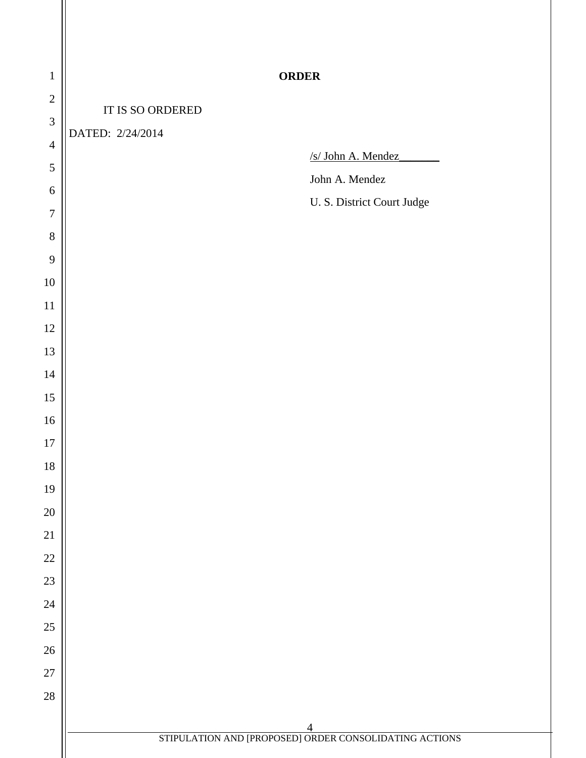**ORDER**

IT IS SO ORDERED

DATED: 2/24/2014

/s/ John A. Mendez_______

John A. Mendez

U. S. District Court Judge